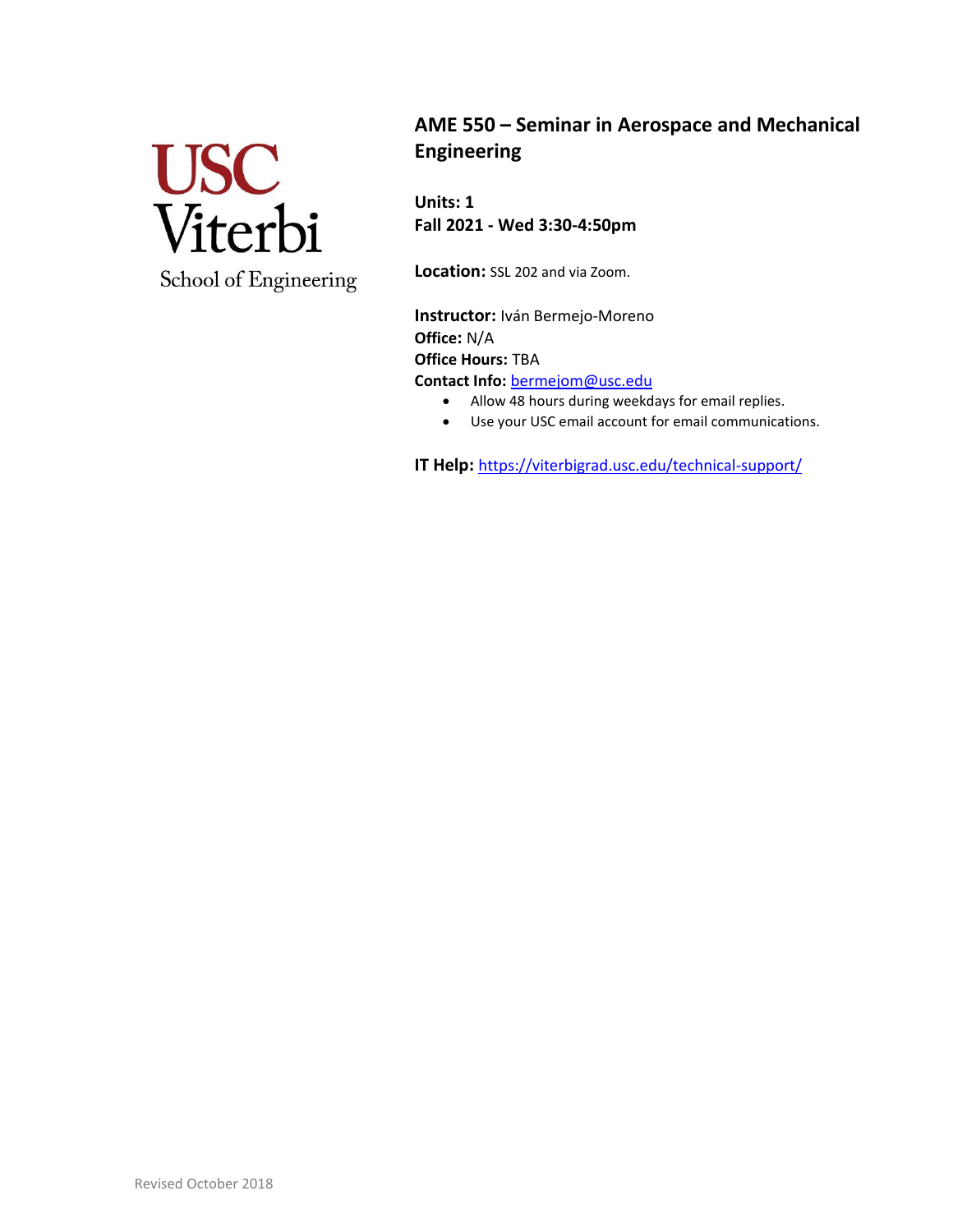USC Viterbi School of Engineering

# AME 550 – Seminar in Aerospace and Mechanical Engineering

**Units: 1**
**Fall 2021 - Wed 3:30-4:50pm**

**Location:** SSL 202 and via Zoom.

**Instructor:** Iván Bermejo-Moreno
**Office:** N/A
**Office Hours:** TBA
**Contact Info:** bermejom@usc.edu

- Allow 48 hours during weekdays for email replies.
- Use your USC email account for email communications.

**IT Help:** https://viterbigrad.usc.edu/technical-support/

Revised October 2018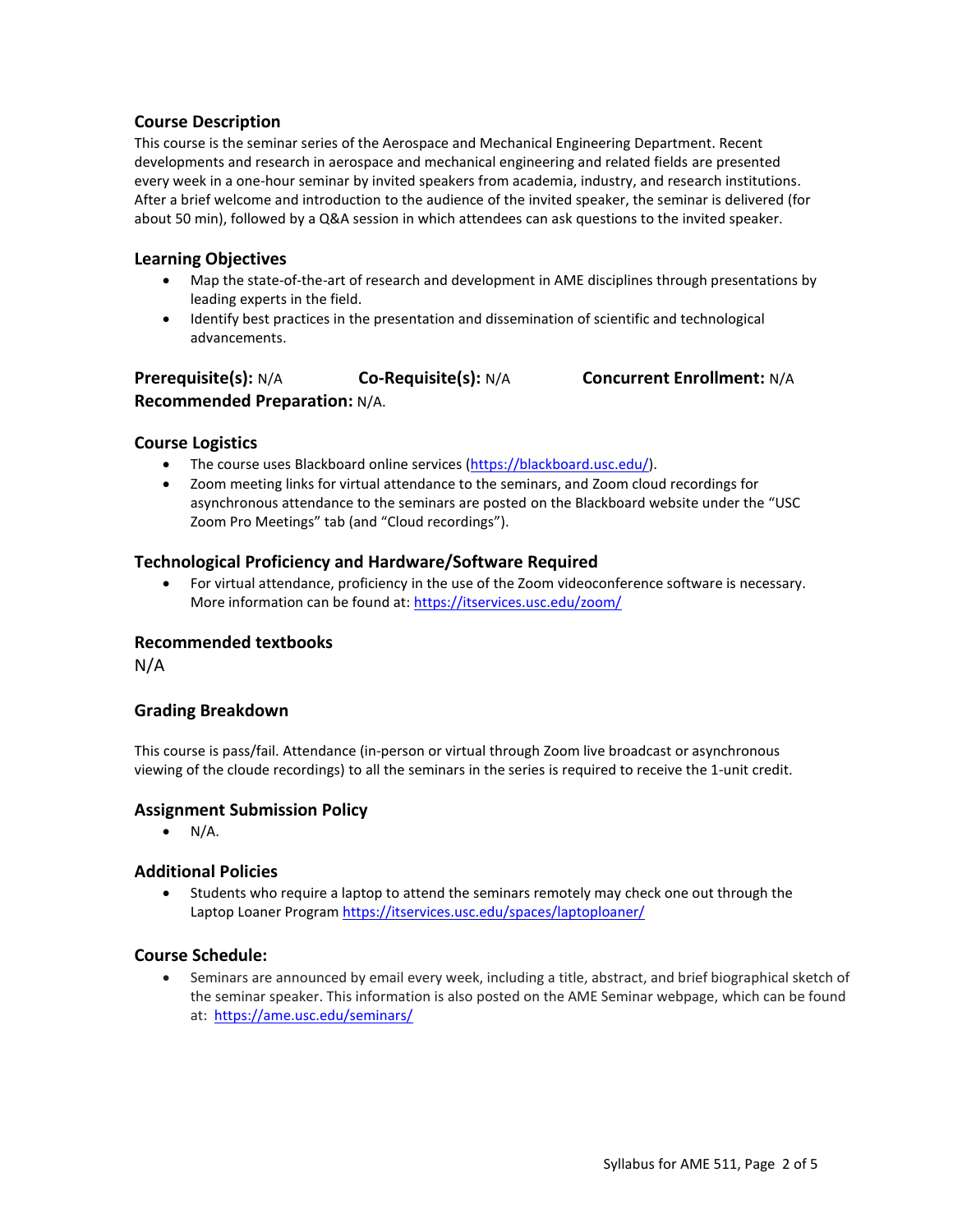## Course Description

This course is the seminar series of the Aerospace and Mechanical Engineering Department. Recent developments and research in aerospace and mechanical engineering and related fields are presented every week in a one-hour seminar by invited speakers from academia, industry, and research institutions. After a brief welcome and introduction to the audience of the invited speaker, the seminar is delivered (for about 50 min), followed by a Q&A session in which attendees can ask questions to the invited speaker.

## Learning Objectives

- Map the state-of-the-art of research and development in AME disciplines through presentations by leading experts in the field.
- Identify best practices in the presentation and dissemination of scientific and technological advancements.

**Prerequisite(s):** N/A **Co-Requisite(s):** N/A **Concurrent Enrollment:** N/A
**Recommended Preparation:** N/A.

## Course Logistics

- The course uses Blackboard online services (https://blackboard.usc.edu/).
- Zoom meeting links for virtual attendance to the seminars, and Zoom cloud recordings for asynchronous attendance to the seminars are posted on the Blackboard website under the "USC Zoom Pro Meetings" tab (and "Cloud recordings").

## Technological Proficiency and Hardware/Software Required

- For virtual attendance, proficiency in the use of the Zoom videoconference software is necessary. More information can be found at: https://itservices.usc.edu/zoom/

## Recommended textbooks

N/A

## Grading Breakdown

This course is pass/fail. Attendance (in-person or virtual through Zoom live broadcast or asynchronous viewing of the cloude recordings) to all the seminars in the series is required to receive the 1-unit credit.

## Assignment Submission Policy

- N/A.

## Additional Policies

- Students who require a laptop to attend the seminars remotely may check one out through the Laptop Loaner Program https://itservices.usc.edu/spaces/laptoploaner/

## Course Schedule:

- Seminars are announced by email every week, including a title, abstract, and brief biographical sketch of the seminar speaker. This information is also posted on the AME Seminar webpage, which can be found at: https://ame.usc.edu/seminars/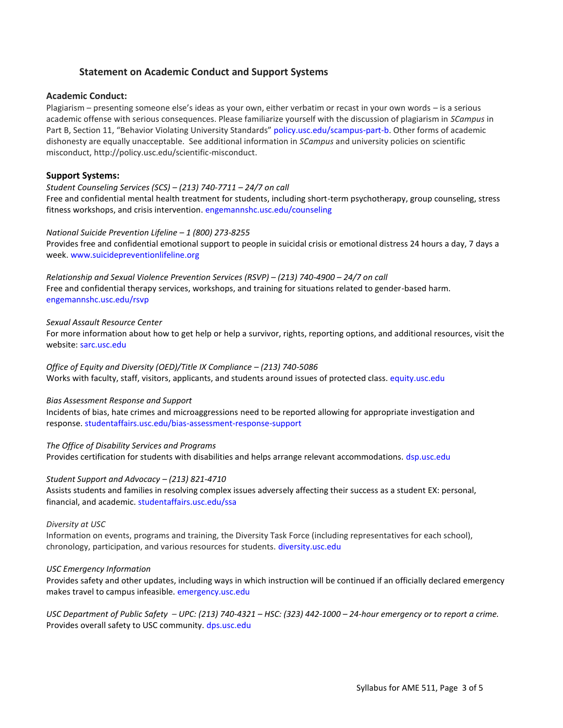## Statement on Academic Conduct and Support Systems

### Academic Conduct:

Plagiarism – presenting someone else's ideas as your own, either verbatim or recast in your own words – is a serious academic offense with serious consequences. Please familiarize yourself with the discussion of plagiarism in *SCampus* in Part B, Section 11, "Behavior Violating University Standards" policy.usc.edu/scampus-part-b. Other forms of academic dishonesty are equally unacceptable. See additional information in *SCampus* and university policies on scientific misconduct, http://policy.usc.edu/scientific-misconduct.

### Support Systems:

*Student Counseling Services (SCS) – (213) 740-7711 – 24/7 on call*
Free and confidential mental health treatment for students, including short-term psychotherapy, group counseling, stress fitness workshops, and crisis intervention. engemannshc.usc.edu/counseling

*National Suicide Prevention Lifeline – 1 (800) 273-8255*
Provides free and confidential emotional support to people in suicidal crisis or emotional distress 24 hours a day, 7 days a week. www.suicidepreventionlifeline.org

*Relationship and Sexual Violence Prevention Services (RSVP) – (213) 740-4900 – 24/7 on call*
Free and confidential therapy services, workshops, and training for situations related to gender-based harm. engemannshc.usc.edu/rsvp

*Sexual Assault Resource Center*
For more information about how to get help or help a survivor, rights, reporting options, and additional resources, visit the website: sarc.usc.edu

*Office of Equity and Diversity (OED)/Title IX Compliance – (213) 740-5086*
Works with faculty, staff, visitors, applicants, and students around issues of protected class. equity.usc.edu

*Bias Assessment Response and Support*
Incidents of bias, hate crimes and microaggressions need to be reported allowing for appropriate investigation and response. studentaffairs.usc.edu/bias-assessment-response-support

*The Office of Disability Services and Programs*
Provides certification for students with disabilities and helps arrange relevant accommodations. dsp.usc.edu

*Student Support and Advocacy – (213) 821-4710*
Assists students and families in resolving complex issues adversely affecting their success as a student EX: personal, financial, and academic. studentaffairs.usc.edu/ssa

*Diversity at USC*
Information on events, programs and training, the Diversity Task Force (including representatives for each school), chronology, participation, and various resources for students. diversity.usc.edu

*USC Emergency Information*
Provides safety and other updates, including ways in which instruction will be continued if an officially declared emergency makes travel to campus infeasible. emergency.usc.edu

*USC Department of Public Safety – UPC: (213) 740-4321 – HSC: (323) 442-1000 – 24-hour emergency or to report a crime.*
Provides overall safety to USC community. dps.usc.edu